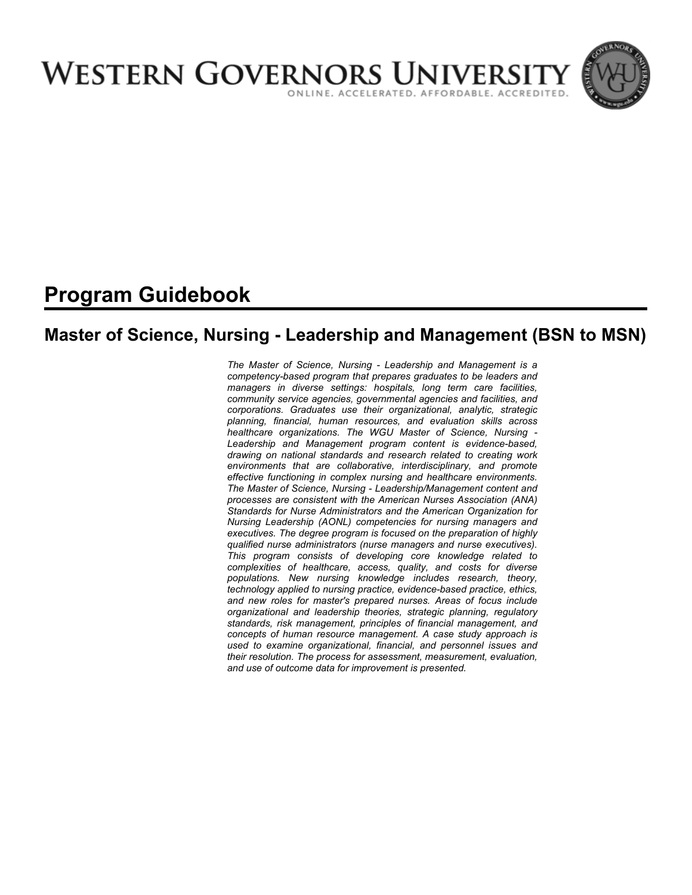# WESTERN GOVERNORS UNIVERSITY

ONLINE. ACCELERATED. AFFORDABLE. ACCREDITED.

# Program Guidebook

## Master of Science, Nursing - Leadership and Management (BSN to MSN)

*The Master of Science, Nursing - Leadership and Management is a competency-based program that prepares graduates to be leaders and managers in diverse settings: hospitals, long term care facilities, community service agencies, governmental agencies and facilities, and corporations. Graduates use their organizational, analytic, strategic planning, financial, human resources, and evaluation skills across healthcare organizations. The WGU Master of Science, Nursing - Leadership and Management program content is evidence-based, drawing on national standards and research related to creating work environments that are collaborative, interdisciplinary, and promote effective functioning in complex nursing and healthcare environments. The Master of Science, Nursing - Leadership/Management content and processes are consistent with the American Nurses Association (ANA) Standards for Nurse Administrators and the American Organization for Nursing Leadership (AONL) competencies for nursing managers and executives. The degree program is focused on the preparation of highly qualified nurse administrators (nurse managers and nurse executives). This program consists of developing core knowledge related to complexities of healthcare, access, quality, and costs for diverse populations. New nursing knowledge includes research, theory, technology applied to nursing practice, evidence-based practice, ethics, and new roles for master's prepared nurses. Areas of focus include organizational and leadership theories, strategic planning, regulatory standards, risk management, principles of financial management, and concepts of human resource management. A case study approach is used to examine organizational, financial, and personnel issues and their resolution. The process for assessment, measurement, evaluation, and use of outcome data for improvement is presented.*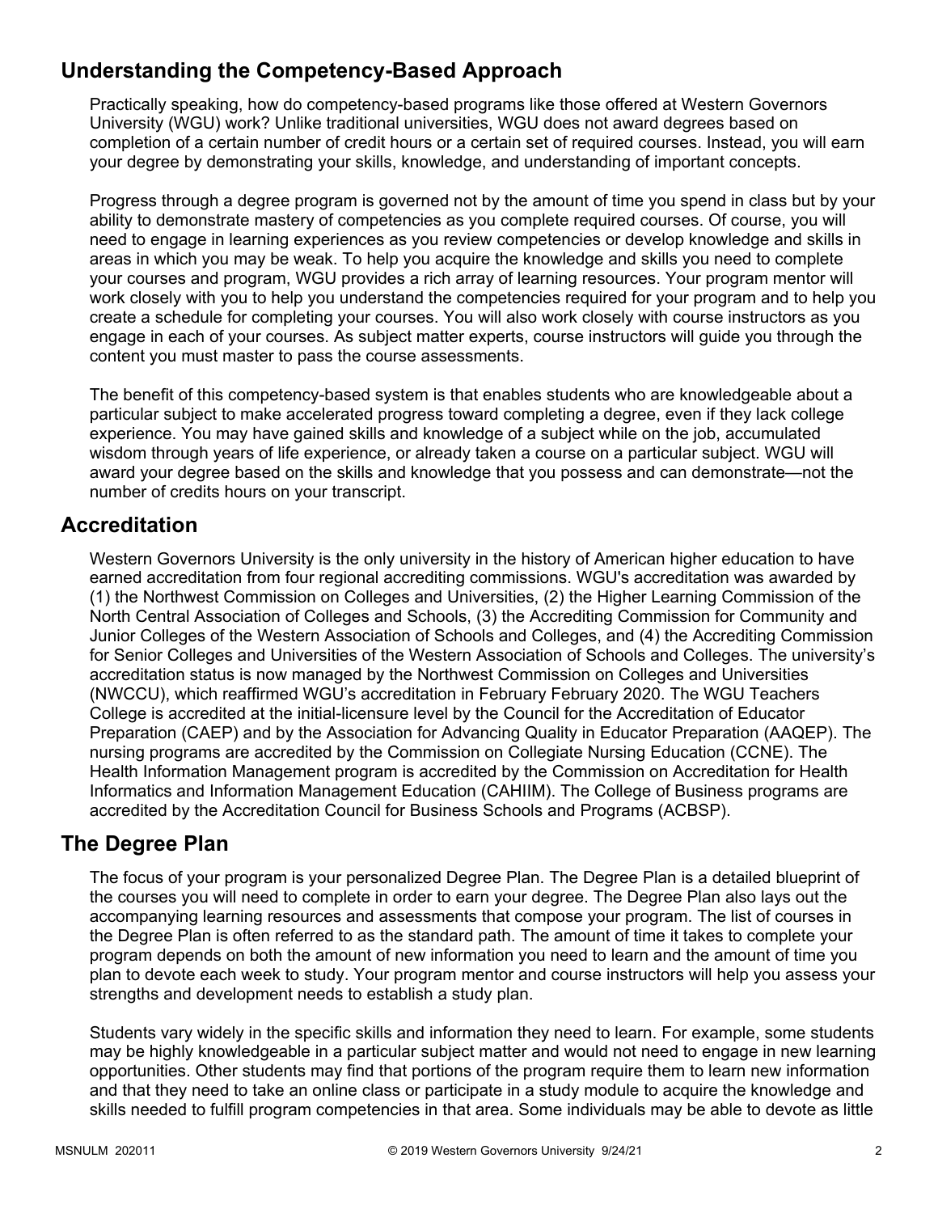## Understanding the Competency-Based Approach

Practically speaking, how do competency-based programs like those offered at Western Governors University (WGU) work? Unlike traditional universities, WGU does not award degrees based on completion of a certain number of credit hours or a certain set of required courses. Instead, you will earn your degree by demonstrating your skills, knowledge, and understanding of important concepts.

Progress through a degree program is governed not by the amount of time you spend in class but by your ability to demonstrate mastery of competencies as you complete required courses. Of course, you will need to engage in learning experiences as you review competencies or develop knowledge and skills in areas in which you may be weak. To help you acquire the knowledge and skills you need to complete your courses and program, WGU provides a rich array of learning resources. Your program mentor will work closely with you to help you understand the competencies required for your program and to help you create a schedule for completing your courses. You will also work closely with course instructors as you engage in each of your courses. As subject matter experts, course instructors will guide you through the content you must master to pass the course assessments.

The benefit of this competency-based system is that enables students who are knowledgeable about a particular subject to make accelerated progress toward completing a degree, even if they lack college experience. You may have gained skills and knowledge of a subject while on the job, accumulated wisdom through years of life experience, or already taken a course on a particular subject. WGU will award your degree based on the skills and knowledge that you possess and can demonstrate—not the number of credits hours on your transcript.

## Accreditation

Western Governors University is the only university in the history of American higher education to have earned accreditation from four regional accrediting commissions. WGU's accreditation was awarded by (1) the Northwest Commission on Colleges and Universities, (2) the Higher Learning Commission of the North Central Association of Colleges and Schools, (3) the Accrediting Commission for Community and Junior Colleges of the Western Association of Schools and Colleges, and (4) the Accrediting Commission for Senior Colleges and Universities of the Western Association of Schools and Colleges. The university's accreditation status is now managed by the Northwest Commission on Colleges and Universities (NWCCU), which reaffirmed WGU's accreditation in February February 2020. The WGU Teachers College is accredited at the initial-licensure level by the Council for the Accreditation of Educator Preparation (CAEP) and by the Association for Advancing Quality in Educator Preparation (AAQEP). The nursing programs are accredited by the Commission on Collegiate Nursing Education (CCNE). The Health Information Management program is accredited by the Commission on Accreditation for Health Informatics and Information Management Education (CAHIIM). The College of Business programs are accredited by the Accreditation Council for Business Schools and Programs (ACBSP).

## The Degree Plan

The focus of your program is your personalized Degree Plan. The Degree Plan is a detailed blueprint of the courses you will need to complete in order to earn your degree. The Degree Plan also lays out the accompanying learning resources and assessments that compose your program. The list of courses in the Degree Plan is often referred to as the standard path. The amount of time it takes to complete your program depends on both the amount of new information you need to learn and the amount of time you plan to devote each week to study. Your program mentor and course instructors will help you assess your strengths and development needs to establish a study plan.

Students vary widely in the specific skills and information they need to learn. For example, some students may be highly knowledgeable in a particular subject matter and would not need to engage in new learning opportunities. Other students may find that portions of the program require them to learn new information and that they need to take an online class or participate in a study module to acquire the knowledge and skills needed to fulfill program competencies in that area. Some individuals may be able to devote as little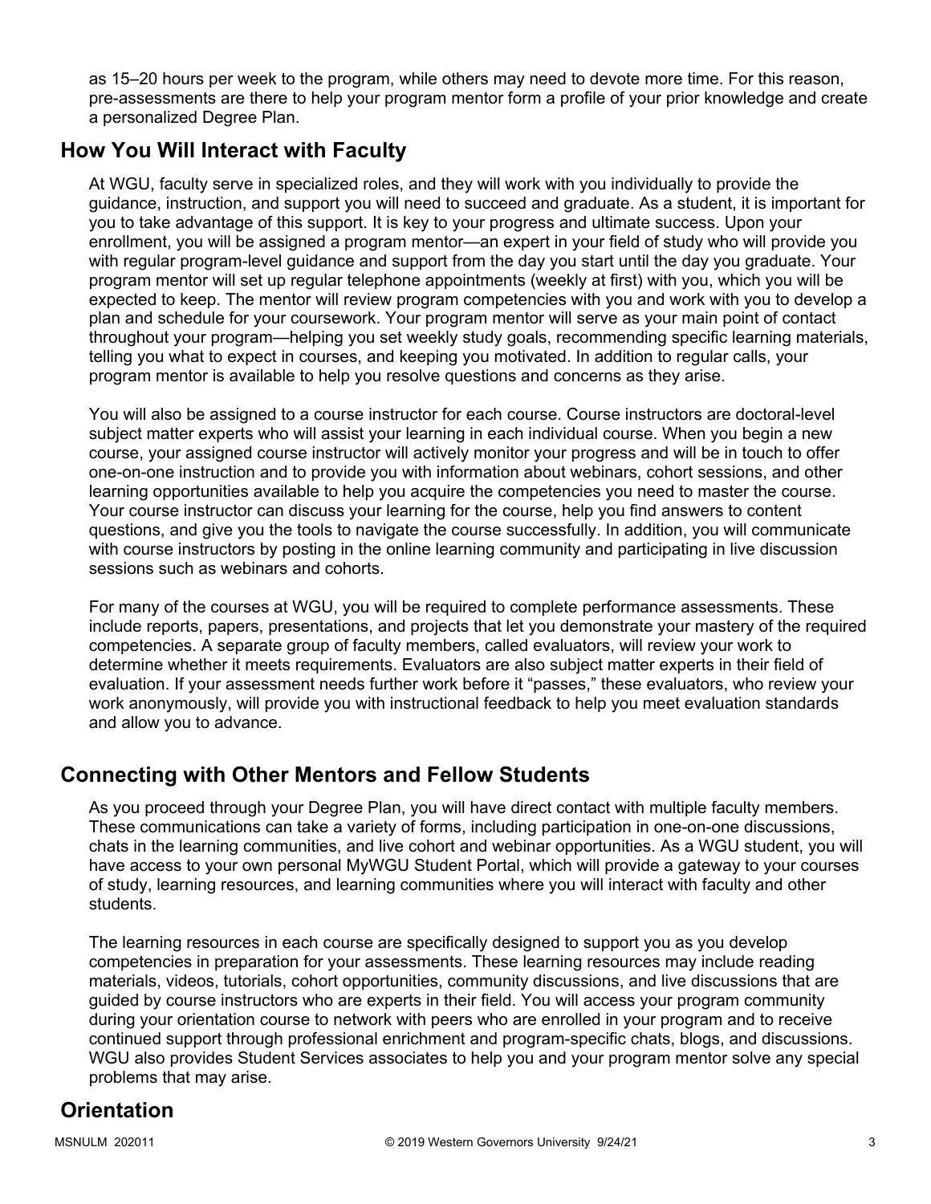as 15–20 hours per week to the program, while others may need to devote more time. For this reason, pre-assessments are there to help your program mentor form a profile of your prior knowledge and create a personalized Degree Plan.

## How You Will Interact with Faculty

At WGU, faculty serve in specialized roles, and they will work with you individually to provide the guidance, instruction, and support you will need to succeed and graduate. As a student, it is important for you to take advantage of this support. It is key to your progress and ultimate success. Upon your enrollment, you will be assigned a program mentor—an expert in your field of study who will provide you with regular program-level guidance and support from the day you start until the day you graduate. Your program mentor will set up regular telephone appointments (weekly at first) with you, which you will be expected to keep. The mentor will review program competencies with you and work with you to develop a plan and schedule for your coursework. Your program mentor will serve as your main point of contact throughout your program—helping you set weekly study goals, recommending specific learning materials, telling you what to expect in courses, and keeping you motivated. In addition to regular calls, your program mentor is available to help you resolve questions and concerns as they arise.

You will also be assigned to a course instructor for each course. Course instructors are doctoral-level subject matter experts who will assist your learning in each individual course. When you begin a new course, your assigned course instructor will actively monitor your progress and will be in touch to offer one-on-one instruction and to provide you with information about webinars, cohort sessions, and other learning opportunities available to help you acquire the competencies you need to master the course. Your course instructor can discuss your learning for the course, help you find answers to content questions, and give you the tools to navigate the course successfully. In addition, you will communicate with course instructors by posting in the online learning community and participating in live discussion sessions such as webinars and cohorts.

For many of the courses at WGU, you will be required to complete performance assessments. These include reports, papers, presentations, and projects that let you demonstrate your mastery of the required competencies. A separate group of faculty members, called evaluators, will review your work to determine whether it meets requirements. Evaluators are also subject matter experts in their field of evaluation. If your assessment needs further work before it "passes," these evaluators, who review your work anonymously, will provide you with instructional feedback to help you meet evaluation standards and allow you to advance.

## Connecting with Other Mentors and Fellow Students

As you proceed through your Degree Plan, you will have direct contact with multiple faculty members. These communications can take a variety of forms, including participation in one-on-one discussions, chats in the learning communities, and live cohort and webinar opportunities. As a WGU student, you will have access to your own personal MyWGU Student Portal, which will provide a gateway to your courses of study, learning resources, and learning communities where you will interact with faculty and other students.

The learning resources in each course are specifically designed to support you as you develop competencies in preparation for your assessments. These learning resources may include reading materials, videos, tutorials, cohort opportunities, community discussions, and live discussions that are guided by course instructors who are experts in their field. You will access your program community during your orientation course to network with peers who are enrolled in your program and to receive continued support through professional enrichment and program-specific chats, blogs, and discussions. WGU also provides Student Services associates to help you and your program mentor solve any special problems that may arise.

## Orientation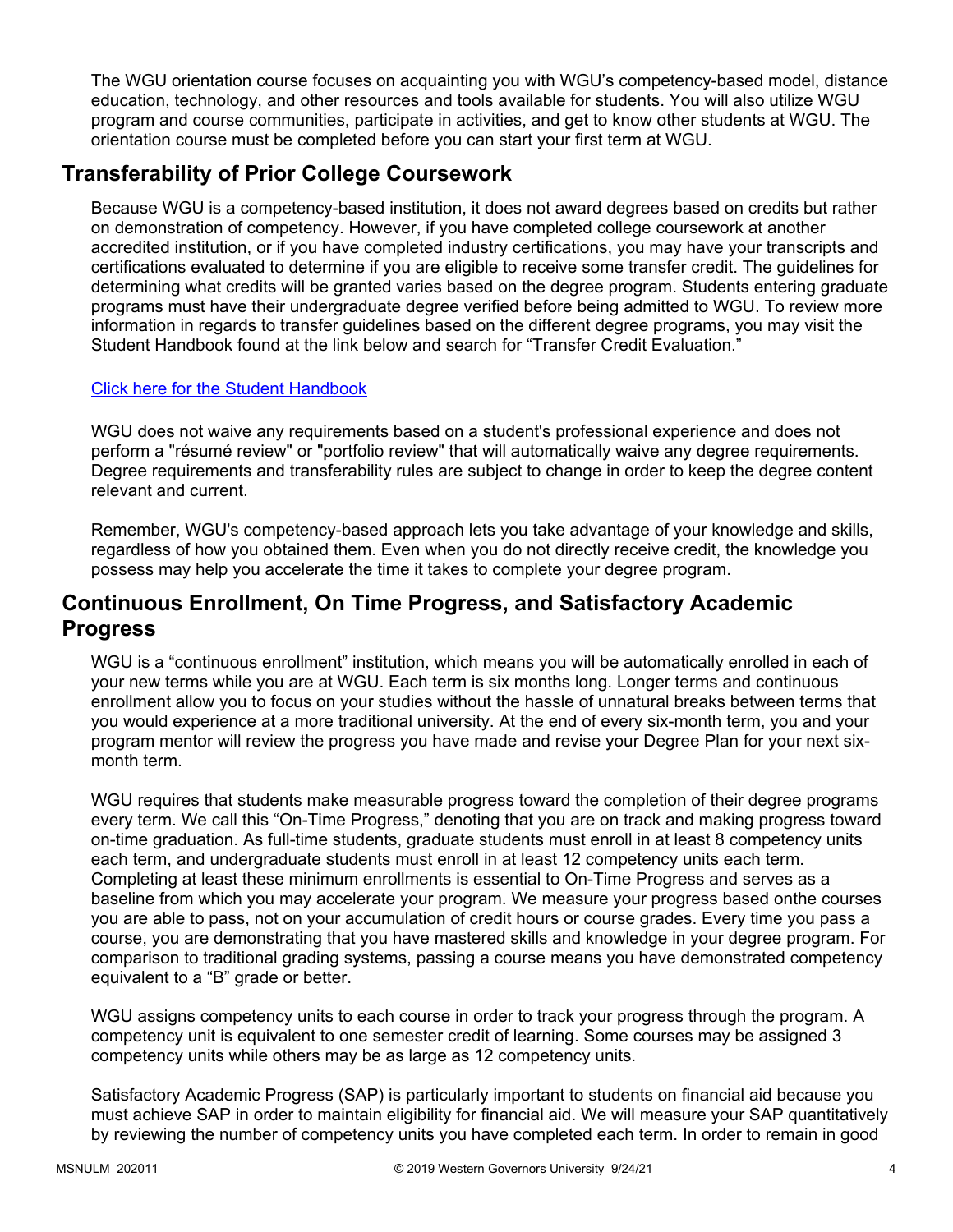The WGU orientation course focuses on acquainting you with WGU's competency-based model, distance education, technology, and other resources and tools available for students. You will also utilize WGU program and course communities, participate in activities, and get to know other students at WGU. The orientation course must be completed before you can start your first term at WGU.

## Transferability of Prior College Coursework

Because WGU is a competency-based institution, it does not award degrees based on credits but rather on demonstration of competency. However, if you have completed college coursework at another accredited institution, or if you have completed industry certifications, you may have your transcripts and certifications evaluated to determine if you are eligible to receive some transfer credit. The guidelines for determining what credits will be granted varies based on the degree program. Students entering graduate programs must have their undergraduate degree verified before being admitted to WGU. To review more information in regards to transfer guidelines based on the different degree programs, you may visit the Student Handbook found at the link below and search for "Transfer Credit Evaluation."

[Click here for the Student Handbook]

WGU does not waive any requirements based on a student's professional experience and does not perform a "résumé review" or "portfolio review" that will automatically waive any degree requirements. Degree requirements and transferability rules are subject to change in order to keep the degree content relevant and current.

Remember, WGU's competency-based approach lets you take advantage of your knowledge and skills, regardless of how you obtained them. Even when you do not directly receive credit, the knowledge you possess may help you accelerate the time it takes to complete your degree program.

## Continuous Enrollment, On Time Progress, and Satisfactory Academic Progress

WGU is a "continuous enrollment" institution, which means you will be automatically enrolled in each of your new terms while you are at WGU. Each term is six months long. Longer terms and continuous enrollment allow you to focus on your studies without the hassle of unnatural breaks between terms that you would experience at a more traditional university. At the end of every six-month term, you and your program mentor will review the progress you have made and revise your Degree Plan for your next six-month term.

WGU requires that students make measurable progress toward the completion of their degree programs every term. We call this "On-Time Progress," denoting that you are on track and making progress toward on-time graduation. As full-time students, graduate students must enroll in at least 8 competency units each term, and undergraduate students must enroll in at least 12 competency units each term. Completing at least these minimum enrollments is essential to On-Time Progress and serves as a baseline from which you may accelerate your program. We measure your progress based onthe courses you are able to pass, not on your accumulation of credit hours or course grades. Every time you pass a course, you are demonstrating that you have mastered skills and knowledge in your degree program. For comparison to traditional grading systems, passing a course means you have demonstrated competency equivalent to a "B" grade or better.

WGU assigns competency units to each course in order to track your progress through the program. A competency unit is equivalent to one semester credit of learning. Some courses may be assigned 3 competency units while others may be as large as 12 competency units.

Satisfactory Academic Progress (SAP) is particularly important to students on financial aid because you must achieve SAP in order to maintain eligibility for financial aid. We will measure your SAP quantitatively by reviewing the number of competency units you have completed each term. In order to remain in good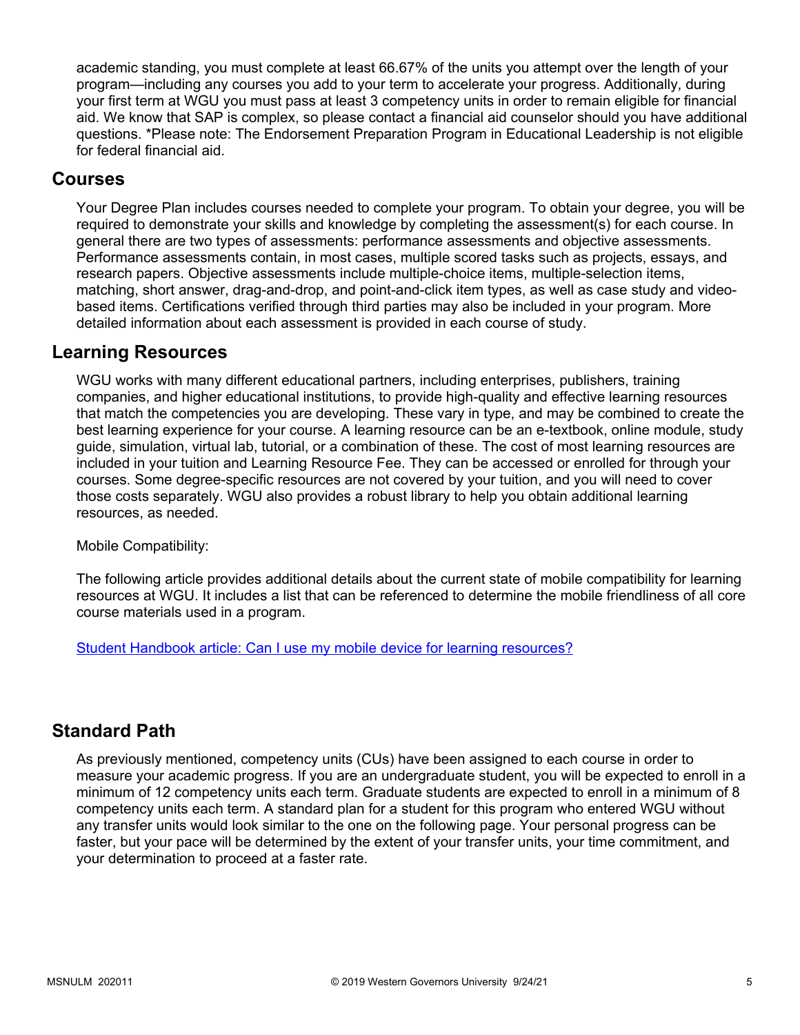academic standing, you must complete at least 66.67% of the units you attempt over the length of your program—including any courses you add to your term to accelerate your progress. Additionally, during your first term at WGU you must pass at least 3 competency units in order to remain eligible for financial aid. We know that SAP is complex, so please contact a financial aid counselor should you have additional questions. *Please note: The Endorsement Preparation Program in Educational Leadership is not eligible for federal financial aid.

## Courses

Your Degree Plan includes courses needed to complete your program. To obtain your degree, you will be required to demonstrate your skills and knowledge by completing the assessment(s) for each course. In general there are two types of assessments: performance assessments and objective assessments. Performance assessments contain, in most cases, multiple scored tasks such as projects, essays, and research papers. Objective assessments include multiple-choice items, multiple-selection items, matching, short answer, drag-and-drop, and point-and-click item types, as well as case study and video-based items. Certifications verified through third parties may also be included in your program. More detailed information about each assessment is provided in each course of study.

## Learning Resources

WGU works with many different educational partners, including enterprises, publishers, training companies, and higher educational institutions, to provide high-quality and effective learning resources that match the competencies you are developing. These vary in type, and may be combined to create the best learning experience for your course. A learning resource can be an e-textbook, online module, study guide, simulation, virtual lab, tutorial, or a combination of these. The cost of most learning resources are included in your tuition and Learning Resource Fee. They can be accessed or enrolled for through your courses. Some degree-specific resources are not covered by your tuition, and you will need to cover those costs separately. WGU also provides a robust library to help you obtain additional learning resources, as needed.

Mobile Compatibility:

The following article provides additional details about the current state of mobile compatibility for learning resources at WGU. It includes a list that can be referenced to determine the mobile friendliness of all core course materials used in a program.

Student Handbook article: Can I use my mobile device for learning resources?

## Standard Path

As previously mentioned, competency units (CUs) have been assigned to each course in order to measure your academic progress. If you are an undergraduate student, you will be expected to enroll in a minimum of 12 competency units each term. Graduate students are expected to enroll in a minimum of 8 competency units each term. A standard plan for a student for this program who entered WGU without any transfer units would look similar to the one on the following page. Your personal progress can be faster, but your pace will be determined by the extent of your transfer units, your time commitment, and your determination to proceed at a faster rate.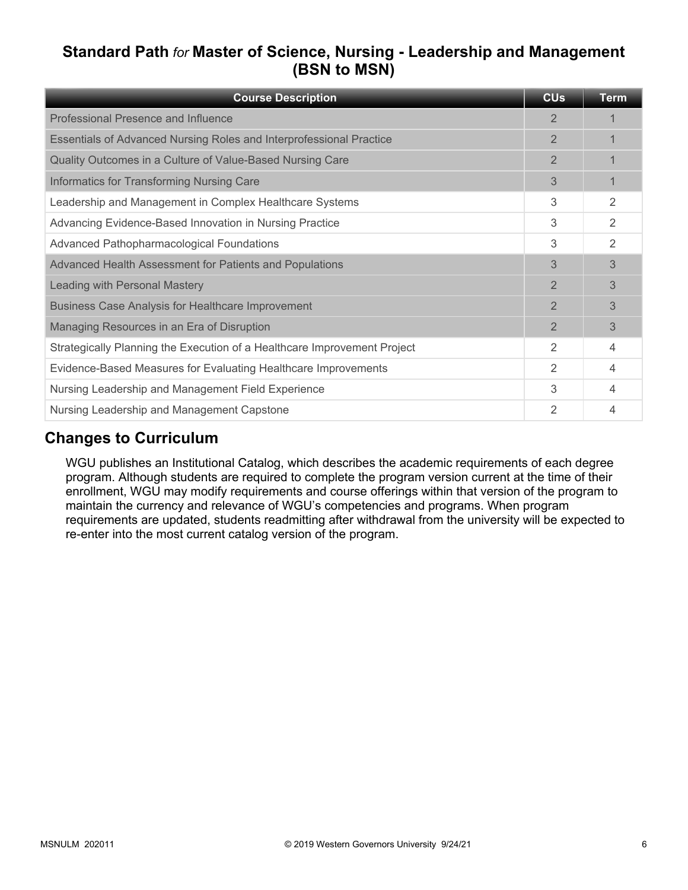## Standard Path *for* Master of Science, Nursing - Leadership and Management (BSN to MSN)

| Course Description | CUs | Term |
|---|---|---|
| Professional Presence and Influence | 2 | 1 |
| Essentials of Advanced Nursing Roles and Interprofessional Practice | 2 | 1 |
| Quality Outcomes in a Culture of Value-Based Nursing Care | 2 | 1 |
| Informatics for Transforming Nursing Care | 3 | 1 |
| Leadership and Management in Complex Healthcare Systems | 3 | 2 |
| Advancing Evidence-Based Innovation in Nursing Practice | 3 | 2 |
| Advanced Pathopharmacological Foundations | 3 | 2 |
| Advanced Health Assessment for Patients and Populations | 3 | 3 |
| Leading with Personal Mastery | 2 | 3 |
| Business Case Analysis for Healthcare Improvement | 2 | 3 |
| Managing Resources in an Era of Disruption | 2 | 3 |
| Strategically Planning the Execution of a Healthcare Improvement Project | 2 | 4 |
| Evidence-Based Measures for Evaluating Healthcare Improvements | 2 | 4 |
| Nursing Leadership and Management Field Experience | 3 | 4 |
| Nursing Leadership and Management Capstone | 2 | 4 |

## Changes to Curriculum

WGU publishes an Institutional Catalog, which describes the academic requirements of each degree program. Although students are required to complete the program version current at the time of their enrollment, WGU may modify requirements and course offerings within that version of the program to maintain the currency and relevance of WGU's competencies and programs. When program requirements are updated, students readmitting after withdrawal from the university will be expected to re-enter into the most current catalog version of the program.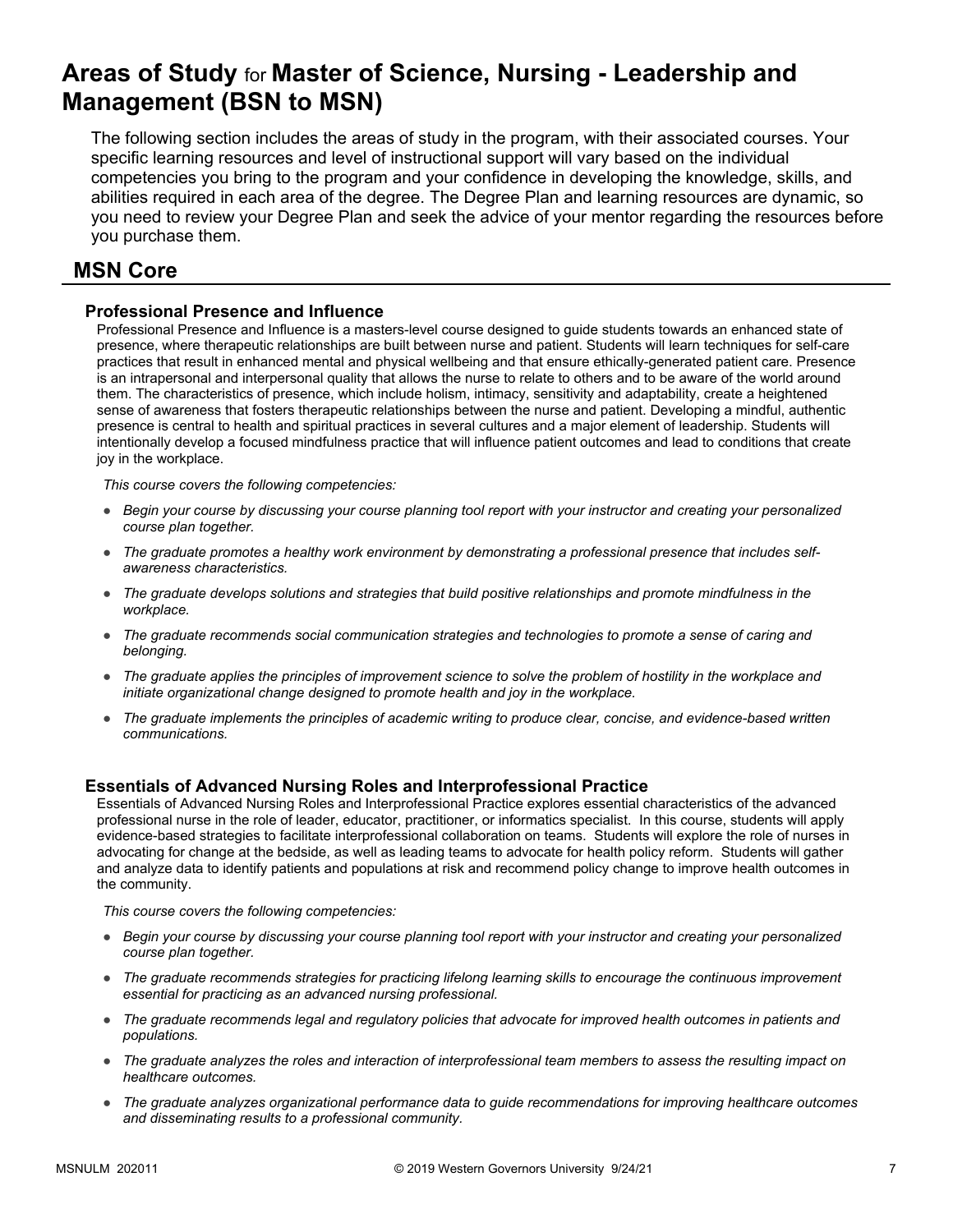# Areas of Study for Master of Science, Nursing - Leadership and Management (BSN to MSN)

The following section includes the areas of study in the program, with their associated courses. Your specific learning resources and level of instructional support will vary based on the individual competencies you bring to the program and your confidence in developing the knowledge, skills, and abilities required in each area of the degree. The Degree Plan and learning resources are dynamic, so you need to review your Degree Plan and seek the advice of your mentor regarding the resources before you purchase them.

## MSN Core

### Professional Presence and Influence

Professional Presence and Influence is a masters-level course designed to guide students towards an enhanced state of presence, where therapeutic relationships are built between nurse and patient. Students will learn techniques for self-care practices that result in enhanced mental and physical wellbeing and that ensure ethically-generated patient care. Presence is an intrapersonal and interpersonal quality that allows the nurse to relate to others and to be aware of the world around them. The characteristics of presence, which include holism, intimacy, sensitivity and adaptability, create a heightened sense of awareness that fosters therapeutic relationships between the nurse and patient. Developing a mindful, authentic presence is central to health and spiritual practices in several cultures and a major element of leadership. Students will intentionally develop a focused mindfulness practice that will influence patient outcomes and lead to conditions that create joy in the workplace.

*This course covers the following competencies:*

- *Begin your course by discussing your course planning tool report with your instructor and creating your personalized course plan together.*
- *The graduate promotes a healthy work environment by demonstrating a professional presence that includes self-awareness characteristics.*
- *The graduate develops solutions and strategies that build positive relationships and promote mindfulness in the workplace.*
- *The graduate recommends social communication strategies and technologies to promote a sense of caring and belonging.*
- *The graduate applies the principles of improvement science to solve the problem of hostility in the workplace and initiate organizational change designed to promote health and joy in the workplace.*
- *The graduate implements the principles of academic writing to produce clear, concise, and evidence-based written communications.*

### Essentials of Advanced Nursing Roles and Interprofessional Practice

Essentials of Advanced Nursing Roles and Interprofessional Practice explores essential characteristics of the advanced professional nurse in the role of leader, educator, practitioner, or informatics specialist. In this course, students will apply evidence-based strategies to facilitate interprofessional collaboration on teams. Students will explore the role of nurses in advocating for change at the bedside, as well as leading teams to advocate for health policy reform. Students will gather and analyze data to identify patients and populations at risk and recommend policy change to improve health outcomes in the community.

*This course covers the following competencies:*

- *Begin your course by discussing your course planning tool report with your instructor and creating your personalized course plan together.*
- *The graduate recommends strategies for practicing lifelong learning skills to encourage the continuous improvement essential for practicing as an advanced nursing professional.*
- *The graduate recommends legal and regulatory policies that advocate for improved health outcomes in patients and populations.*
- *The graduate analyzes the roles and interaction of interprofessional team members to assess the resulting impact on healthcare outcomes.*
- *The graduate analyzes organizational performance data to guide recommendations for improving healthcare outcomes and disseminating results to a professional community.*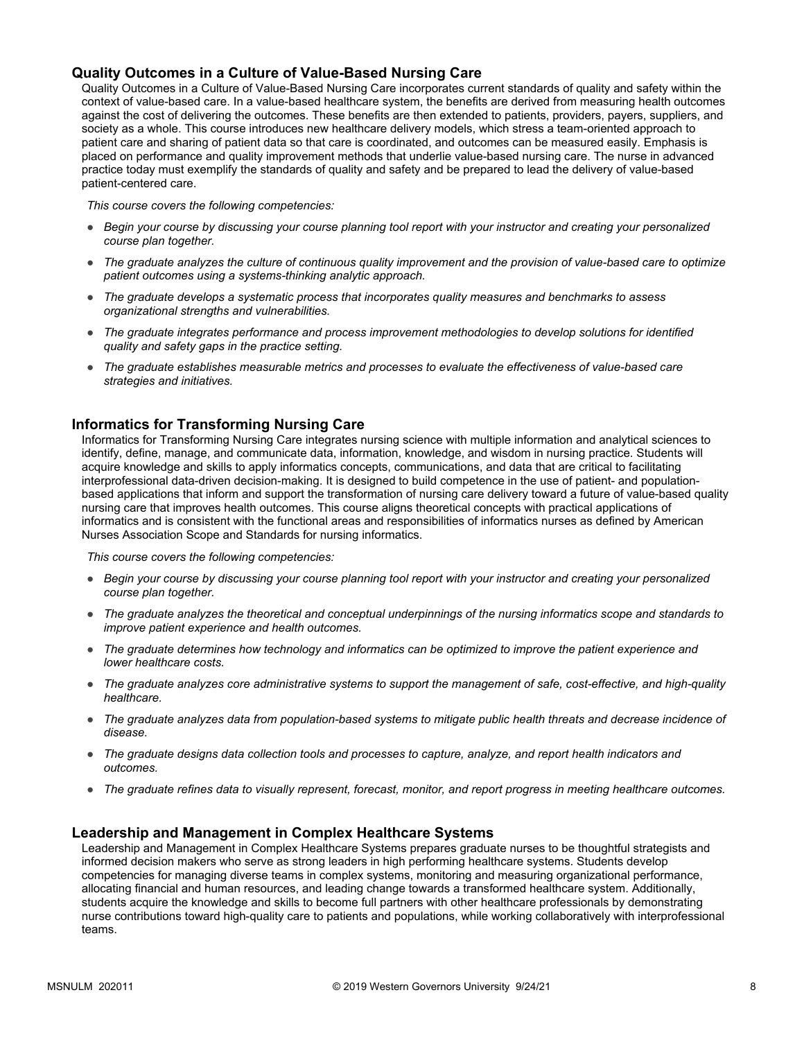### Quality Outcomes in a Culture of Value-Based Nursing Care

Quality Outcomes in a Culture of Value-Based Nursing Care incorporates current standards of quality and safety within the context of value-based care. In a value-based healthcare system, the benefits are derived from measuring health outcomes against the cost of delivering the outcomes. These benefits are then extended to patients, providers, payers, suppliers, and society as a whole. This course introduces new healthcare delivery models, which stress a team-oriented approach to patient care and sharing of patient data so that care is coordinated, and outcomes can be measured easily. Emphasis is placed on performance and quality improvement methods that underlie value-based nursing care. The nurse in advanced practice today must exemplify the standards of quality and safety and be prepared to lead the delivery of value-based patient-centered care.

*This course covers the following competencies:*

- *Begin your course by discussing your course planning tool report with your instructor and creating your personalized course plan together.*
- *The graduate analyzes the culture of continuous quality improvement and the provision of value-based care to optimize patient outcomes using a systems-thinking analytic approach.*
- *The graduate develops a systematic process that incorporates quality measures and benchmarks to assess organizational strengths and vulnerabilities.*
- *The graduate integrates performance and process improvement methodologies to develop solutions for identified quality and safety gaps in the practice setting.*
- *The graduate establishes measurable metrics and processes to evaluate the effectiveness of value-based care strategies and initiatives.*

### Informatics for Transforming Nursing Care

Informatics for Transforming Nursing Care integrates nursing science with multiple information and analytical sciences to identify, define, manage, and communicate data, information, knowledge, and wisdom in nursing practice. Students will acquire knowledge and skills to apply informatics concepts, communications, and data that are critical to facilitating interprofessional data-driven decision-making. It is designed to build competence in the use of patient- and population-based applications that inform and support the transformation of nursing care delivery toward a future of value-based quality nursing care that improves health outcomes. This course aligns theoretical concepts with practical applications of informatics and is consistent with the functional areas and responsibilities of informatics nurses as defined by American Nurses Association Scope and Standards for nursing informatics.

*This course covers the following competencies:*

- *Begin your course by discussing your course planning tool report with your instructor and creating your personalized course plan together.*
- *The graduate analyzes the theoretical and conceptual underpinnings of the nursing informatics scope and standards to improve patient experience and health outcomes.*
- *The graduate determines how technology and informatics can be optimized to improve the patient experience and lower healthcare costs.*
- *The graduate analyzes core administrative systems to support the management of safe, cost-effective, and high-quality healthcare.*
- *The graduate analyzes data from population-based systems to mitigate public health threats and decrease incidence of disease.*
- *The graduate designs data collection tools and processes to capture, analyze, and report health indicators and outcomes.*
- *The graduate refines data to visually represent, forecast, monitor, and report progress in meeting healthcare outcomes.*

### Leadership and Management in Complex Healthcare Systems

Leadership and Management in Complex Healthcare Systems prepares graduate nurses to be thoughtful strategists and informed decision makers who serve as strong leaders in high performing healthcare systems. Students develop competencies for managing diverse teams in complex systems, monitoring and measuring organizational performance, allocating financial and human resources, and leading change towards a transformed healthcare system. Additionally, students acquire the knowledge and skills to become full partners with other healthcare professionals by demonstrating nurse contributions toward high-quality care to patients and populations, while working collaboratively with interprofessional teams.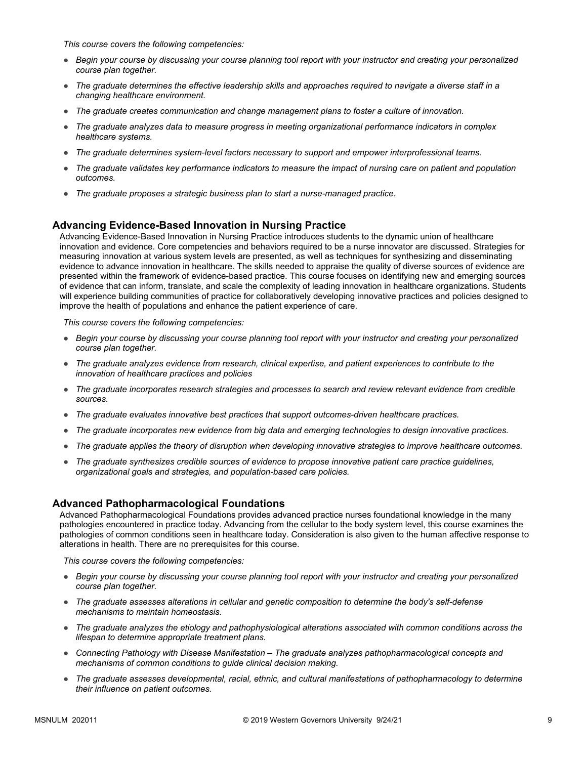*This course covers the following competencies:*

- *Begin your course by discussing your course planning tool report with your instructor and creating your personalized course plan together.*
- *The graduate determines the effective leadership skills and approaches required to navigate a diverse staff in a changing healthcare environment.*
- *The graduate creates communication and change management plans to foster a culture of innovation.*
- *The graduate analyzes data to measure progress in meeting organizational performance indicators in complex healthcare systems.*
- *The graduate determines system-level factors necessary to support and empower interprofessional teams.*
- *The graduate validates key performance indicators to measure the impact of nursing care on patient and population outcomes.*
- *The graduate proposes a strategic business plan to start a nurse-managed practice.*

## Advancing Evidence-Based Innovation in Nursing Practice

Advancing Evidence-Based Innovation in Nursing Practice introduces students to the dynamic union of healthcare innovation and evidence. Core competencies and behaviors required to be a nurse innovator are discussed. Strategies for measuring innovation at various system levels are presented, as well as techniques for synthesizing and disseminating evidence to advance innovation in healthcare. The skills needed to appraise the quality of diverse sources of evidence are presented within the framework of evidence-based practice. This course focuses on identifying new and emerging sources of evidence that can inform, translate, and scale the complexity of leading innovation in healthcare organizations. Students will experience building communities of practice for collaboratively developing innovative practices and policies designed to improve the health of populations and enhance the patient experience of care.

*This course covers the following competencies:*

- *Begin your course by discussing your course planning tool report with your instructor and creating your personalized course plan together.*
- *The graduate analyzes evidence from research, clinical expertise, and patient experiences to contribute to the innovation of healthcare practices and policies*
- *The graduate incorporates research strategies and processes to search and review relevant evidence from credible sources.*
- *The graduate evaluates innovative best practices that support outcomes-driven healthcare practices.*
- *The graduate incorporates new evidence from big data and emerging technologies to design innovative practices.*
- *The graduate applies the theory of disruption when developing innovative strategies to improve healthcare outcomes.*
- *The graduate synthesizes credible sources of evidence to propose innovative patient care practice guidelines, organizational goals and strategies, and population-based care policies.*

## Advanced Pathopharmacological Foundations

Advanced Pathopharmacological Foundations provides advanced practice nurses foundational knowledge in the many pathologies encountered in practice today. Advancing from the cellular to the body system level, this course examines the pathologies of common conditions seen in healthcare today. Consideration is also given to the human affective response to alterations in health. There are no prerequisites for this course.

*This course covers the following competencies:*

- *Begin your course by discussing your course planning tool report with your instructor and creating your personalized course plan together.*
- *The graduate assesses alterations in cellular and genetic composition to determine the body's self-defense mechanisms to maintain homeostasis.*
- *The graduate analyzes the etiology and pathophysiological alterations associated with common conditions across the lifespan to determine appropriate treatment plans.*
- *Connecting Pathology with Disease Manifestation – The graduate analyzes pathopharmacological concepts and mechanisms of common conditions to guide clinical decision making.*
- *The graduate assesses developmental, racial, ethnic, and cultural manifestations of pathopharmacology to determine their influence on patient outcomes.*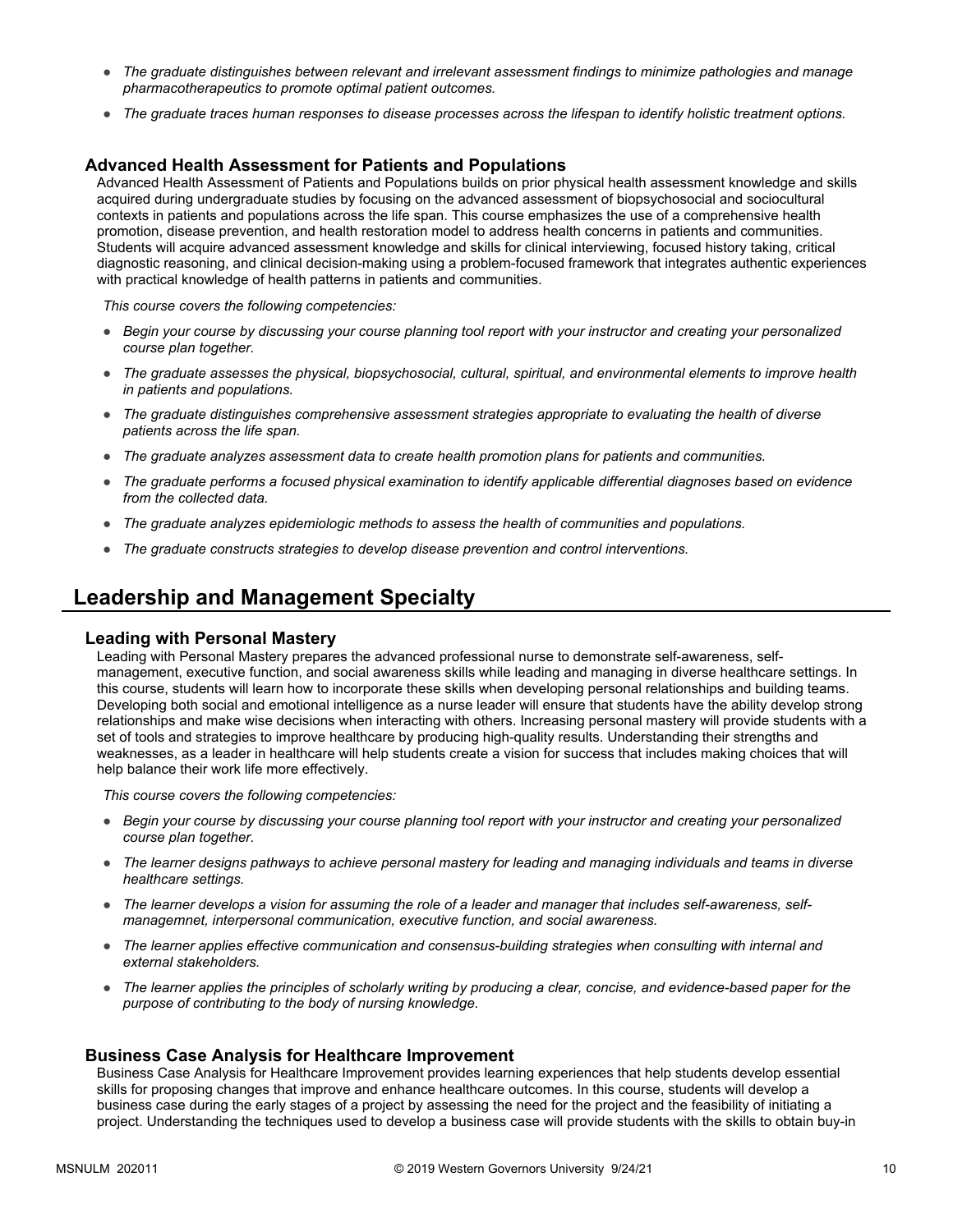- *The graduate distinguishes between relevant and irrelevant assessment findings to minimize pathologies and manage pharmacotherapeutics to promote optimal patient outcomes.*
- *The graduate traces human responses to disease processes across the lifespan to identify holistic treatment options.*

### Advanced Health Assessment for Patients and Populations

Advanced Health Assessment of Patients and Populations builds on prior physical health assessment knowledge and skills acquired during undergraduate studies by focusing on the advanced assessment of biopsychosocial and sociocultural contexts in patients and populations across the life span. This course emphasizes the use of a comprehensive health promotion, disease prevention, and health restoration model to address health concerns in patients and communities. Students will acquire advanced assessment knowledge and skills for clinical interviewing, focused history taking, critical diagnostic reasoning, and clinical decision-making using a problem-focused framework that integrates authentic experiences with practical knowledge of health patterns in patients and communities.

*This course covers the following competencies:*

- *Begin your course by discussing your course planning tool report with your instructor and creating your personalized course plan together.*
- *The graduate assesses the physical, biopsychosocial, cultural, spiritual, and environmental elements to improve health in patients and populations.*
- *The graduate distinguishes comprehensive assessment strategies appropriate to evaluating the health of diverse patients across the life span.*
- *The graduate analyzes assessment data to create health promotion plans for patients and communities.*
- *The graduate performs a focused physical examination to identify applicable differential diagnoses based on evidence from the collected data.*
- *The graduate analyzes epidemiologic methods to assess the health of communities and populations.*
- *The graduate constructs strategies to develop disease prevention and control interventions.*

## Leadership and Management Specialty

### Leading with Personal Mastery

Leading with Personal Mastery prepares the advanced professional nurse to demonstrate self-awareness, self-management, executive function, and social awareness skills while leading and managing in diverse healthcare settings. In this course, students will learn how to incorporate these skills when developing personal relationships and building teams. Developing both social and emotional intelligence as a nurse leader will ensure that students have the ability develop strong relationships and make wise decisions when interacting with others. Increasing personal mastery will provide students with a set of tools and strategies to improve healthcare by producing high-quality results. Understanding their strengths and weaknesses, as a leader in healthcare will help students create a vision for success that includes making choices that will help balance their work life more effectively.

*This course covers the following competencies:*

- *Begin your course by discussing your course planning tool report with your instructor and creating your personalized course plan together.*
- *The learner designs pathways to achieve personal mastery for leading and managing individuals and teams in diverse healthcare settings.*
- *The learner develops a vision for assuming the role of a leader and manager that includes self-awareness, self-managemnet, interpersonal communication, executive function, and social awareness.*
- *The learner applies effective communication and consensus-building strategies when consulting with internal and external stakeholders.*
- *The learner applies the principles of scholarly writing by producing a clear, concise, and evidence-based paper for the purpose of contributing to the body of nursing knowledge.*

### Business Case Analysis for Healthcare Improvement

Business Case Analysis for Healthcare Improvement provides learning experiences that help students develop essential skills for proposing changes that improve and enhance healthcare outcomes. In this course, students will develop a business case during the early stages of a project by assessing the need for the project and the feasibility of initiating a project. Understanding the techniques used to develop a business case will provide students with the skills to obtain buy-in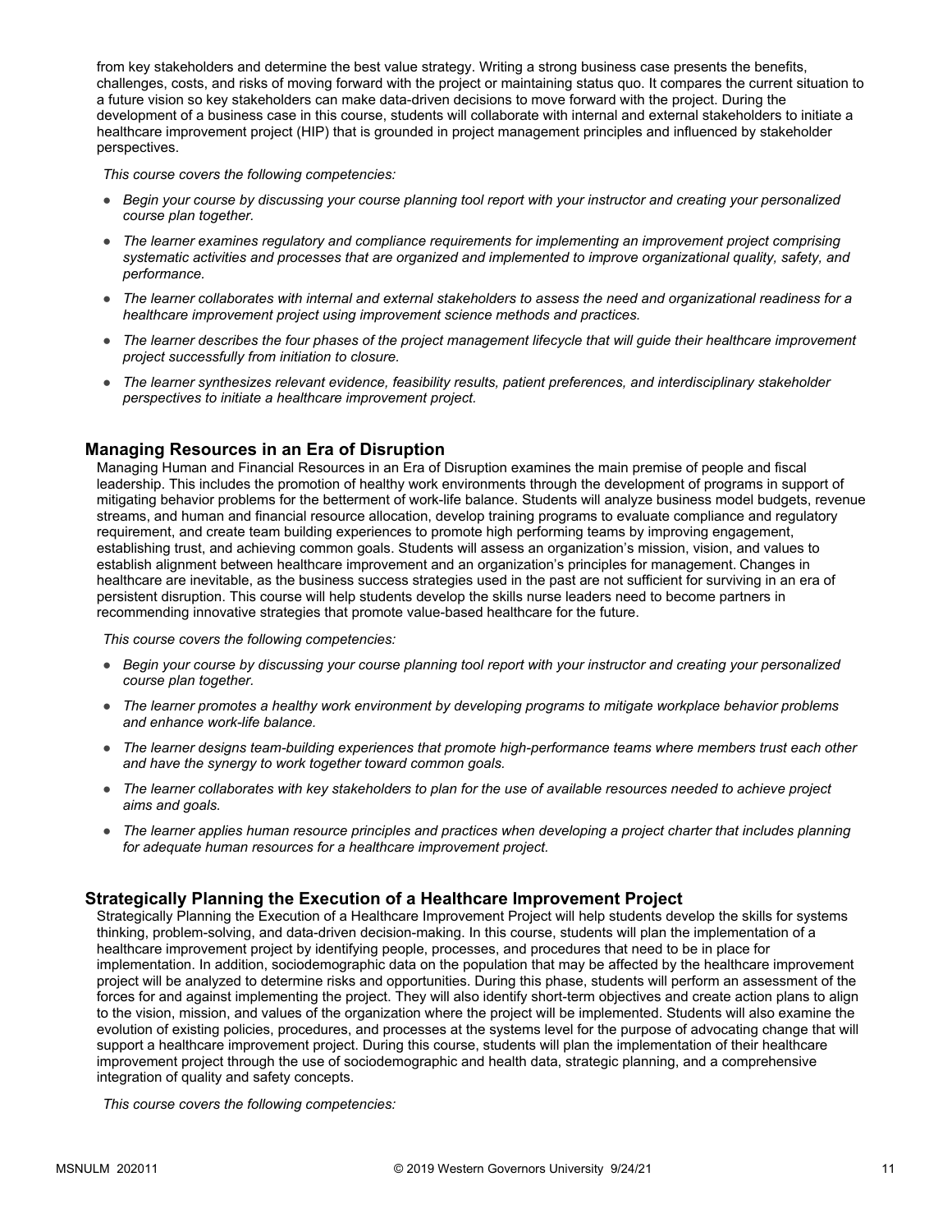from key stakeholders and determine the best value strategy. Writing a strong business case presents the benefits, challenges, costs, and risks of moving forward with the project or maintaining status quo. It compares the current situation to a future vision so key stakeholders can make data-driven decisions to move forward with the project. During the development of a business case in this course, students will collaborate with internal and external stakeholders to initiate a healthcare improvement project (HIP) that is grounded in project management principles and influenced by stakeholder perspectives.

*This course covers the following competencies:*

- *Begin your course by discussing your course planning tool report with your instructor and creating your personalized course plan together.*
- *The learner examines regulatory and compliance requirements for implementing an improvement project comprising systematic activities and processes that are organized and implemented to improve organizational quality, safety, and performance.*
- *The learner collaborates with internal and external stakeholders to assess the need and organizational readiness for a healthcare improvement project using improvement science methods and practices.*
- *The learner describes the four phases of the project management lifecycle that will guide their healthcare improvement project successfully from initiation to closure.*
- *The learner synthesizes relevant evidence, feasibility results, patient preferences, and interdisciplinary stakeholder perspectives to initiate a healthcare improvement project.*

### Managing Resources in an Era of Disruption

Managing Human and Financial Resources in an Era of Disruption examines the main premise of people and fiscal leadership. This includes the promotion of healthy work environments through the development of programs in support of mitigating behavior problems for the betterment of work-life balance. Students will analyze business model budgets, revenue streams, and human and financial resource allocation, develop training programs to evaluate compliance and regulatory requirement, and create team building experiences to promote high performing teams by improving engagement, establishing trust, and achieving common goals. Students will assess an organization's mission, vision, and values to establish alignment between healthcare improvement and an organization's principles for management. Changes in healthcare are inevitable, as the business success strategies used in the past are not sufficient for surviving in an era of persistent disruption. This course will help students develop the skills nurse leaders need to become partners in recommending innovative strategies that promote value-based healthcare for the future.

*This course covers the following competencies:*

- *Begin your course by discussing your course planning tool report with your instructor and creating your personalized course plan together.*
- *The learner promotes a healthy work environment by developing programs to mitigate workplace behavior problems and enhance work-life balance.*
- *The learner designs team-building experiences that promote high-performance teams where members trust each other and have the synergy to work together toward common goals.*
- *The learner collaborates with key stakeholders to plan for the use of available resources needed to achieve project aims and goals.*
- *The learner applies human resource principles and practices when developing a project charter that includes planning for adequate human resources for a healthcare improvement project.*

### Strategically Planning the Execution of a Healthcare Improvement Project

Strategically Planning the Execution of a Healthcare Improvement Project will help students develop the skills for systems thinking, problem-solving, and data-driven decision-making. In this course, students will plan the implementation of a healthcare improvement project by identifying people, processes, and procedures that need to be in place for implementation. In addition, sociodemographic data on the population that may be affected by the healthcare improvement project will be analyzed to determine risks and opportunities. During this phase, students will perform an assessment of the forces for and against implementing the project. They will also identify short-term objectives and create action plans to align to the vision, mission, and values of the organization where the project will be implemented. Students will also examine the evolution of existing policies, procedures, and processes at the systems level for the purpose of advocating change that will support a healthcare improvement project. During this course, students will plan the implementation of their healthcare improvement project through the use of sociodemographic and health data, strategic planning, and a comprehensive integration of quality and safety concepts.

*This course covers the following competencies:*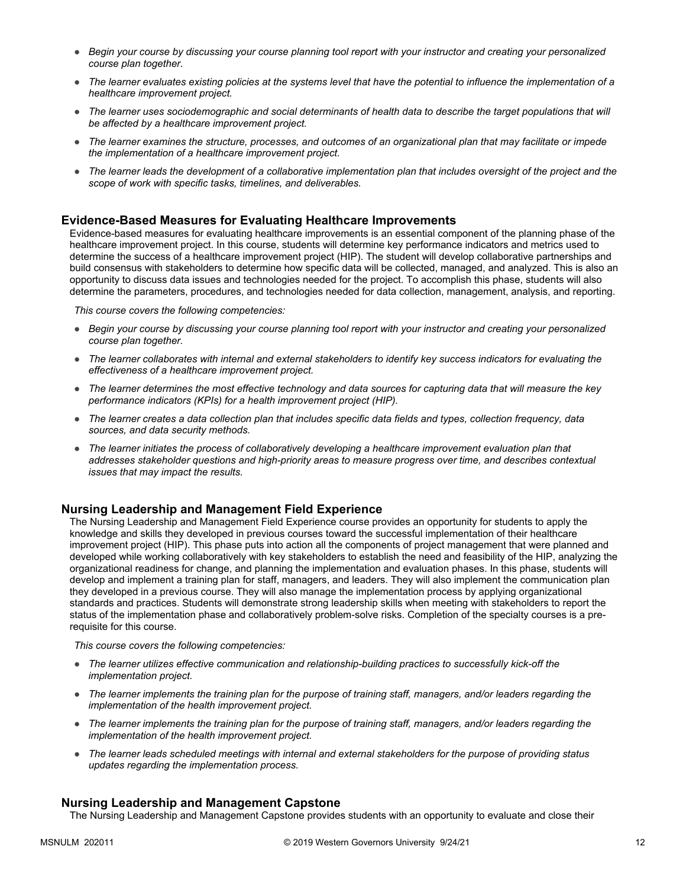- *Begin your course by discussing your course planning tool report with your instructor and creating your personalized course plan together.*
- *The learner evaluates existing policies at the systems level that have the potential to influence the implementation of a healthcare improvement project.*
- *The learner uses sociodemographic and social determinants of health data to describe the target populations that will be affected by a healthcare improvement project.*
- *The learner examines the structure, processes, and outcomes of an organizational plan that may facilitate or impede the implementation of a healthcare improvement project.*
- *The learner leads the development of a collaborative implementation plan that includes oversight of the project and the scope of work with specific tasks, timelines, and deliverables.*

### Evidence-Based Measures for Evaluating Healthcare Improvements

Evidence-based measures for evaluating healthcare improvements is an essential component of the planning phase of the healthcare improvement project. In this course, students will determine key performance indicators and metrics used to determine the success of a healthcare improvement project (HIP). The student will develop collaborative partnerships and build consensus with stakeholders to determine how specific data will be collected, managed, and analyzed. This is also an opportunity to discuss data issues and technologies needed for the project. To accomplish this phase, students will also determine the parameters, procedures, and technologies needed for data collection, management, analysis, and reporting.

*This course covers the following competencies:*

- *Begin your course by discussing your course planning tool report with your instructor and creating your personalized course plan together.*
- *The learner collaborates with internal and external stakeholders to identify key success indicators for evaluating the effectiveness of a healthcare improvement project.*
- *The learner determines the most effective technology and data sources for capturing data that will measure the key performance indicators (KPIs) for a health improvement project (HIP).*
- *The learner creates a data collection plan that includes specific data fields and types, collection frequency, data sources, and data security methods.*
- *The learner initiates the process of collaboratively developing a healthcare improvement evaluation plan that addresses stakeholder questions and high-priority areas to measure progress over time, and describes contextual issues that may impact the results.*

### Nursing Leadership and Management Field Experience

The Nursing Leadership and Management Field Experience course provides an opportunity for students to apply the knowledge and skills they developed in previous courses toward the successful implementation of their healthcare improvement project (HIP). This phase puts into action all the components of project management that were planned and developed while working collaboratively with key stakeholders to establish the need and feasibility of the HIP, analyzing the organizational readiness for change, and planning the implementation and evaluation phases. In this phase, students will develop and implement a training plan for staff, managers, and leaders. They will also implement the communication plan they developed in a previous course. They will also manage the implementation process by applying organizational standards and practices. Students will demonstrate strong leadership skills when meeting with stakeholders to report the status of the implementation phase and collaboratively problem-solve risks. Completion of the specialty courses is a pre-requisite for this course.

*This course covers the following competencies:*

- *The learner utilizes effective communication and relationship-building practices to successfully kick-off the implementation project.*
- *The learner implements the training plan for the purpose of training staff, managers, and/or leaders regarding the implementation of the health improvement project.*
- *The learner implements the training plan for the purpose of training staff, managers, and/or leaders regarding the implementation of the health improvement project.*
- *The learner leads scheduled meetings with internal and external stakeholders for the purpose of providing status updates regarding the implementation process.*

### Nursing Leadership and Management Capstone

The Nursing Leadership and Management Capstone provides students with an opportunity to evaluate and close their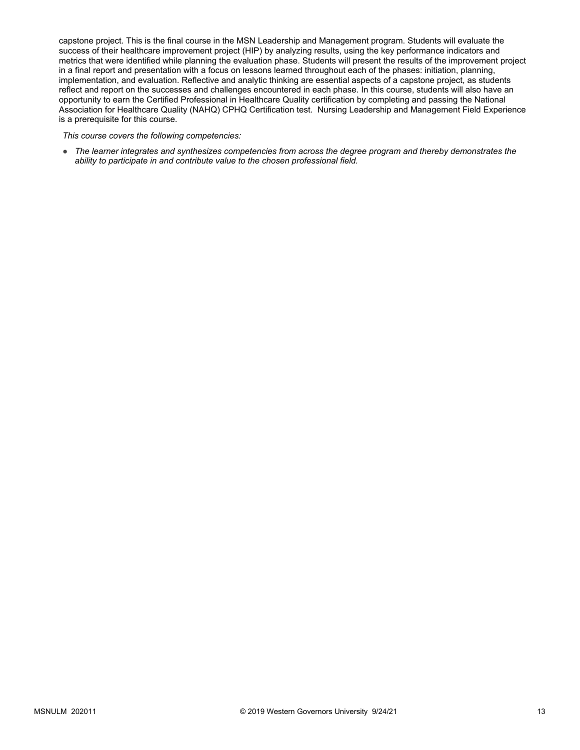capstone project. This is the final course in the MSN Leadership and Management program. Students will evaluate the success of their healthcare improvement project (HIP) by analyzing results, using the key performance indicators and metrics that were identified while planning the evaluation phase. Students will present the results of the improvement project in a final report and presentation with a focus on lessons learned throughout each of the phases: initiation, planning, implementation, and evaluation. Reflective and analytic thinking are essential aspects of a capstone project, as students reflect and report on the successes and challenges encountered in each phase. In this course, students will also have an opportunity to earn the Certified Professional in Healthcare Quality certification by completing and passing the National Association for Healthcare Quality (NAHQ) CPHQ Certification test.  Nursing Leadership and Management Field Experience is a prerequisite for this course.

*This course covers the following competencies:*

- *The learner integrates and synthesizes competencies from across the degree program and thereby demonstrates the ability to participate in and contribute value to the chosen professional field.*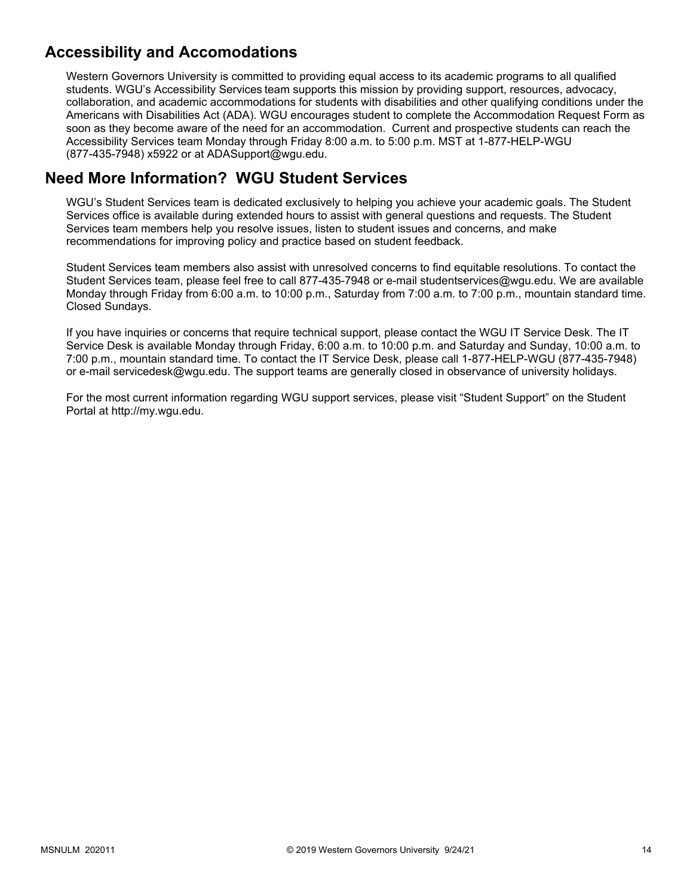## Accessibility and Accomodations

Western Governors University is committed to providing equal access to its academic programs to all qualified students. WGU's Accessibility Services team supports this mission by providing support, resources, advocacy, collaboration, and academic accommodations for students with disabilities and other qualifying conditions under the Americans with Disabilities Act (ADA). WGU encourages student to complete the Accommodation Request Form as soon as they become aware of the need for an accommodation. Current and prospective students can reach the Accessibility Services team Monday through Friday 8:00 a.m. to 5:00 p.m. MST at 1-877-HELP-WGU (877-435-7948) x5922 or at ADASupport@wgu.edu.

## Need More Information? WGU Student Services

WGU's Student Services team is dedicated exclusively to helping you achieve your academic goals. The Student Services office is available during extended hours to assist with general questions and requests. The Student Services team members help you resolve issues, listen to student issues and concerns, and make recommendations for improving policy and practice based on student feedback.

Student Services team members also assist with unresolved concerns to find equitable resolutions. To contact the Student Services team, please feel free to call 877-435-7948 or e-mail studentservices@wgu.edu. We are available Monday through Friday from 6:00 a.m. to 10:00 p.m., Saturday from 7:00 a.m. to 7:00 p.m., mountain standard time. Closed Sundays.

If you have inquiries or concerns that require technical support, please contact the WGU IT Service Desk. The IT Service Desk is available Monday through Friday, 6:00 a.m. to 10:00 p.m. and Saturday and Sunday, 10:00 a.m. to 7:00 p.m., mountain standard time. To contact the IT Service Desk, please call 1-877-HELP-WGU (877-435-7948) or e-mail servicedesk@wgu.edu. The support teams are generally closed in observance of university holidays.

For the most current information regarding WGU support services, please visit "Student Support" on the Student Portal at http://my.wgu.edu.